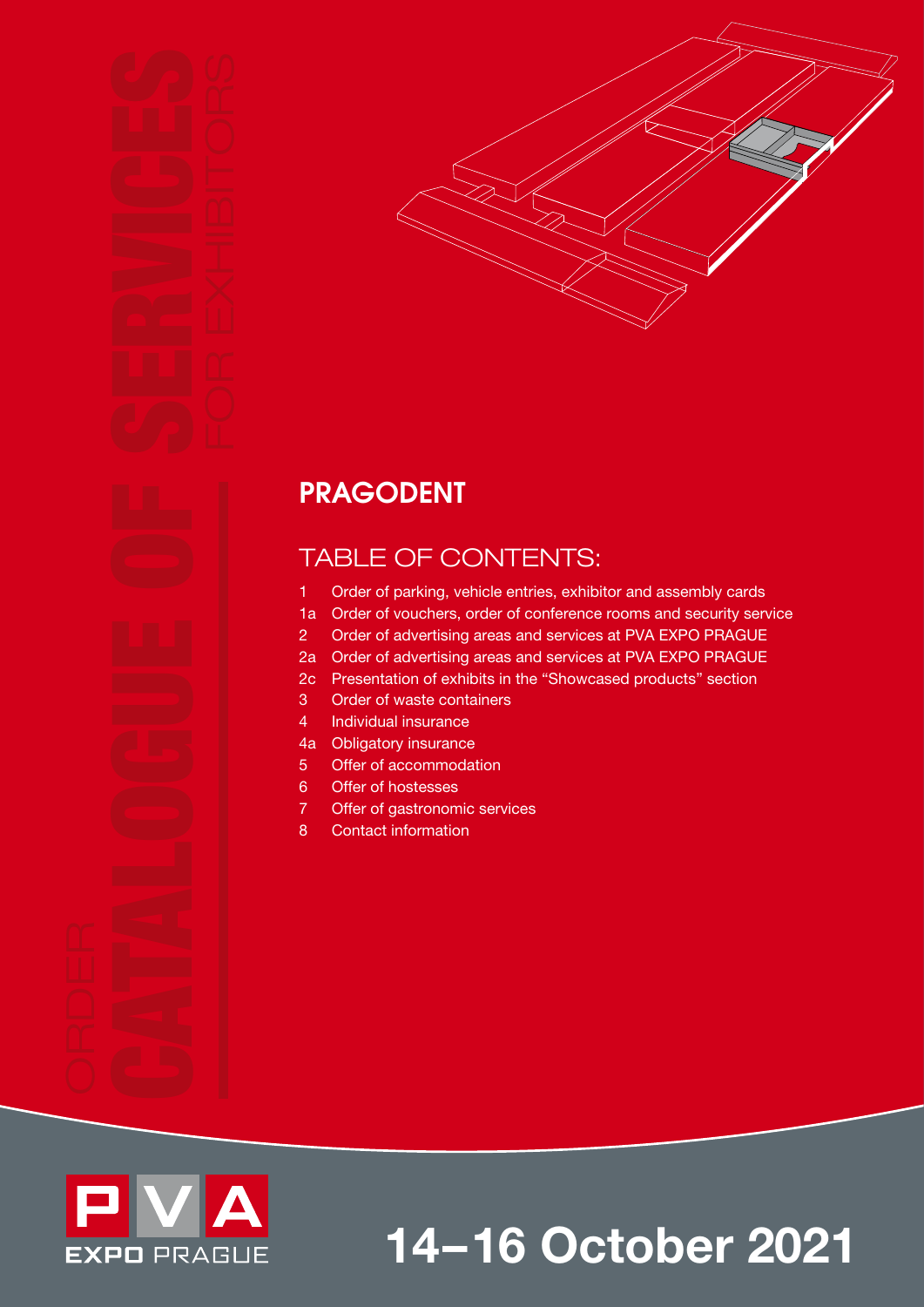# ORDER CATALOGUE OF SERVICES FOR EXHIBITORS

## PRAGODENT

## TABLE OF CONTENTS:

1 Order of parking, vehicle entries, exhibitor and assembly cards
1a Order of vouchers, order of conference rooms and security service
2 Order of advertising areas and services at PVA EXPO PRAGUE
2a Order of advertising areas and services at PVA EXPO PRAGUE
2c Presentation of exhibits in the “Showcased products” section
3 Order of waste containers
4 Individual insurance
4a Obligatory insurance
5 Offer of accommodation
6 Offer of hostesses
7 Offer of gastronomic services
8 Contact information

PVA EXPO PRAGUE

**14–16 October 2021**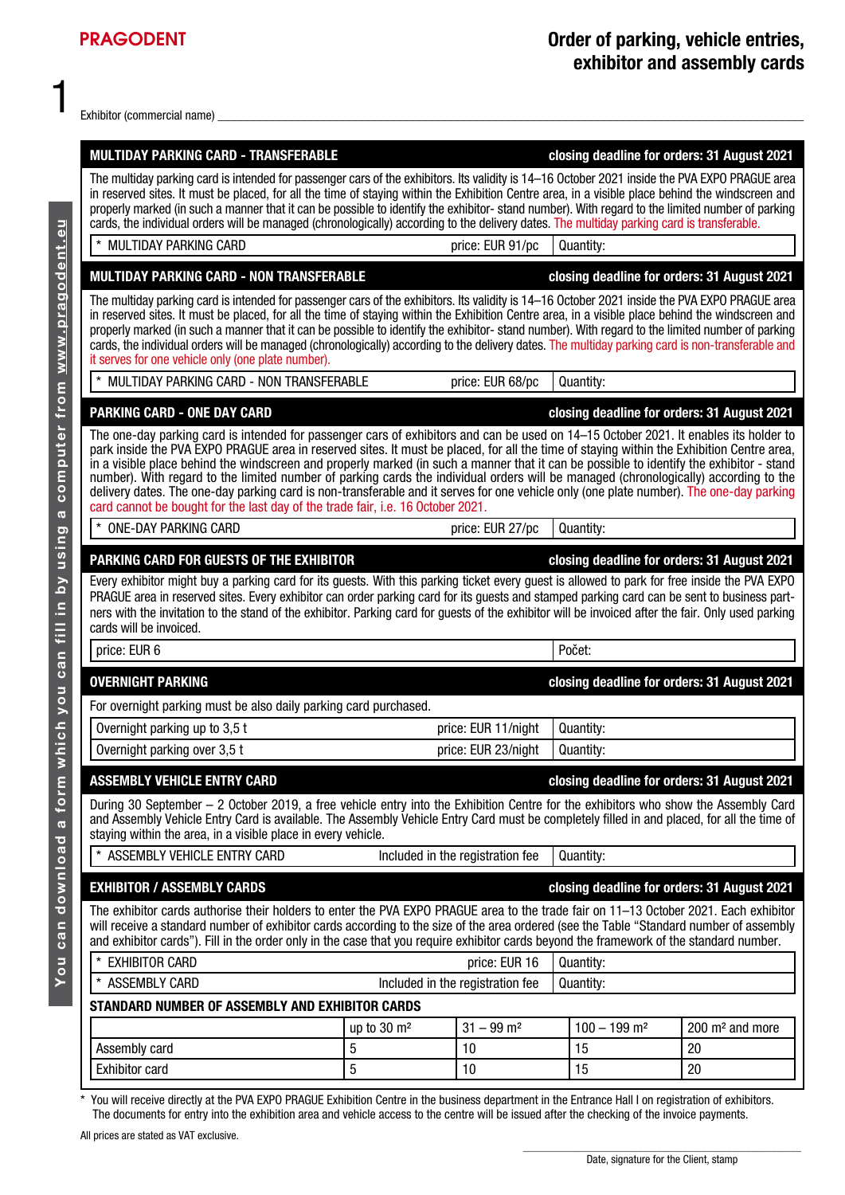**PRAGODENT**

# Order of parking, vehicle entries, exhibitor and assembly cards

1

Exhibitor (commercial name) \_\_\_\_\_\_\_\_\_\_\_\_\_\_\_\_\_\_\_\_\_\_\_\_\_\_\_\_\_\_\_\_\_\_\_\_\_\_\_\_

You can download a form which you can fill in by using a computer from www.pragodent.eu

## MULTIDAY PARKING CARD - TRANSFERABLE

**closing deadline for orders: 31 August 2021**

The multiday parking card is intended for passenger cars of the exhibitors. Its validity is 14–16 October 2021 inside the PVA EXPO PRAGUE area in reserved sites. It must be placed, for all the time of staying within the Exhibition Centre area, in a visible place behind the windscreen and properly marked (in such a manner that it can be possible to identify the exhibitor- stand number). With regard to the limited number of parking cards, the individual orders will be managed (chronologically) according to the delivery dates. The multiday parking card is transferable.

| * MULTIDAY PARKING CARD | price: EUR 91/pc | Quantity: |
|---|---|---|

## MULTIDAY PARKING CARD - NON TRANSFERABLE

**closing deadline for orders: 31 August 2021**

The multiday parking card is intended for passenger cars of the exhibitors. Its validity is 14–16 October 2021 inside the PVA EXPO PRAGUE area in reserved sites. It must be placed, for all the time of staying within the Exhibition Centre area, in a visible place behind the windscreen and properly marked (in such a manner that it can be possible to identify the exhibitor- stand number). With regard to the limited number of parking cards, the individual orders will be managed (chronologically) according to the delivery dates. The multiday parking card is non-transferable and it serves for one vehicle only (one plate number).

| * MULTIDAY PARKING CARD - NON TRANSFERABLE | price: EUR 68/pc | Quantity: |
|---|---|---|

## PARKING CARD - ONE DAY CARD

**closing deadline for orders: 31 August 2021**

The one-day parking card is intended for passenger cars of exhibitors and can be used on 14–15 October 2021. It enables its holder to park inside the PVA EXPO PRAGUE area in reserved sites. It must be placed, for all the time of staying within the Exhibition Centre area, in a visible place behind the windscreen and properly marked (in such a manner that it can be possible to identify the exhibitor - stand number). With regard to the limited number of parking cards the individual orders will be managed (chronologically) according to the delivery dates. The one-day parking card is non-transferable and it serves for one vehicle only (one plate number). The one-day parking card cannot be bought for the last day of the trade fair, i.e. 16 October 2021.

| * ONE-DAY PARKING CARD | price: EUR 27/pc | Quantity: |
|---|---|---|

## PARKING CARD FOR GUESTS OF THE EXHIBITOR

**closing deadline for orders: 31 August 2021**

Every exhibitor might buy a parking card for its guests. With this parking ticket every guest is allowed to park for free inside the PVA EXPO PRAGUE area in reserved sites. Every exhibitor can order parking card for its guests and stamped parking card can be sent to business partners with the invitation to the stand of the exhibitor. Parking card for guests of the exhibitor will be invoiced after the fair. Only used parking cards will be invoiced.

| price: EUR 6 | Počet: |
|---|---|

## OVERNIGHT PARKING

**closing deadline for orders: 31 August 2021**

For overnight parking must be also daily parking card purchased.

| Overnight parking up to 3,5 t | price: EUR 11/night | Quantity: |
|---|---|---|
| Overnight parking over 3,5 t | price: EUR 23/night | Quantity: |

## ASSEMBLY VEHICLE ENTRY CARD

**closing deadline for orders: 31 August 2021**

During 30 September – 2 October 2019, a free vehicle entry into the Exhibition Centre for the exhibitors who show the Assembly Card and Assembly Vehicle Entry Card is available. The Assembly Vehicle Entry Card must be completely filled in and placed, for all the time of staying within the area, in a visible place in every vehicle.

| * ASSEMBLY VEHICLE ENTRY CARD | Included in the registration fee | Quantity: |
|---|---|---|

## EXHIBITOR / ASSEMBLY CARDS

**closing deadline for orders: 31 August 2021**

The exhibitor cards authorise their holders to enter the PVA EXPO PRAGUE area to the trade fair on 11–13 October 2021. Each exhibitor will receive a standard number of exhibitor cards according to the size of the area ordered (see the Table "Standard number of assembly and exhibitor cards"). Fill in the order only in the case that you require exhibitor cards beyond the framework of the standard number.

| * EXHIBITOR CARD | price: EUR 16 | Quantity: |
|---|---|---|
| * ASSEMBLY CARD | Included in the registration fee | Quantity: |

### STANDARD NUMBER OF ASSEMBLY AND EXHIBITOR CARDS

| | up to 30 m² | 31 – 99 m² | 100 – 199 m² | 200 m² and more |
|---|---|---|---|---|
| Assembly card | 5 | 10 | 15 | 20 |
| Exhibitor card | 5 | 10 | 15 | 20 |

\* You will receive directly at the PVA EXPO PRAGUE Exhibition Centre in the business department in the Entrance Hall I on registration of exhibitors. The documents for entry into the exhibition area and vehicle access to the centre will be issued after the checking of the invoice payments.

All prices are stated as VAT exclusive.

\_\_\_\_\_\_\_\_\_\_\_\_\_\_\_\_\_\_\_\_\_\_\_\_\_\_\_\_\_\_

Date, signature for the Client, stamp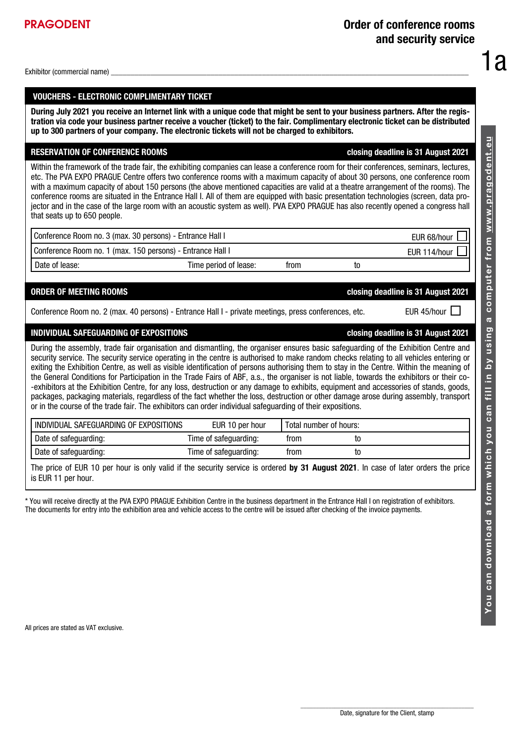PRAGODENT

# Order of conference rooms and security service

1a

Exhibitor (commercial name) ______________________________________________

## VOUCHERS - ELECTRONIC COMPLIMENTARY TICKET

**During July 2021 you receive an Internet link with a unique code that might be sent to your business partners. After the registration via code your business partner receive a voucher (ticket) to the fair. Complimentary electronic ticket can be distributed up to 300 partners of your company. The electronic tickets will not be charged to exhibitors.**

## RESERVATION OF CONFERENCE ROOMS — closing deadline is 31 August 2021

Within the framework of the trade fair, the exhibiting companies can lease a conference room for their conferences, seminars, lectures, etc. The PVA EXPO PRAGUE Centre offers two conference rooms with a maximum capacity of about 30 persons, one conference room with a maximum capacity of about 150 persons (the above mentioned capacities are valid at a theatre arrangement of the rooms). The conference rooms are situated in the Entrance Hall I. All of them are equipped with basic presentation technologies (screen, data projector and in the case of the large room with an acoustic system as well). PVA EXPO PRAGUE has also recently opened a congress hall that seats up to 650 people.

| Conference Room no. 3 (max. 30 persons) - Entrance Hall I | | | | EUR 68/hour ☐ |
|---|---|---|---|---|
| Conference Room no. 1 (max. 150 persons) - Entrance Hall I | | | | EUR 114/hour ☐ |
| Date of lease: | Time period of lease: | from | to | |

## ORDER OF MEETING ROOMS — closing deadline is 31 August 2021

Conference Room no. 2 (max. 40 persons) - Entrance Hall I - private meetings, press conferences, etc. — EUR 45/hour ☐

## INDIVIDUAL SAFEGUARDING OF EXPOSITIONS — closing deadline is 31 August 2021

During the assembly, trade fair organisation and dismantling, the organiser ensures basic safeguarding of the Exhibition Centre and security service. The security service operating in the centre is authorised to make random checks relating to all vehicles entering or exiting the Exhibition Centre, as well as visible identification of persons authorising them to stay in the Centre. Within the meaning of the General Conditions for Participation in the Trade Fairs of ABF, a.s., the organiser is not liable, towards the exhibitors or their co--exhibitors at the Exhibition Centre, for any loss, destruction or any damage to exhibits, equipment and accessories of stands, goods, packages, packaging materials, regardless of the fact whether the loss, destruction or other damage arose during assembly, transport or in the course of the trade fair. The exhibitors can order individual safeguarding of their expositions.

| INDIVIDUAL SAFEGUARDING OF EXPOSITIONS | EUR 10 per hour | Total number of hours: | |
|---|---|---|---|
| Date of safeguarding: | Time of safeguarding: | from | to |
| Date of safeguarding: | Time of safeguarding: | from | to |

The price of EUR 10 per hour is only valid if the security service is ordered **by 31 August 2021**. In case of later orders the price is EUR 11 per hour.

* You will receive directly at the PVA EXPO PRAGUE Exhibition Centre in the business department in the Entrance Hall I on registration of exhibitors. The documents for entry into the exhibition area and vehicle access to the centre will be issued after checking of the invoice payments.

All prices are stated as VAT exclusive.

Date, signature for the Client, stamp

You can download a form which you can fill in by using a computer from www.pragodent.eu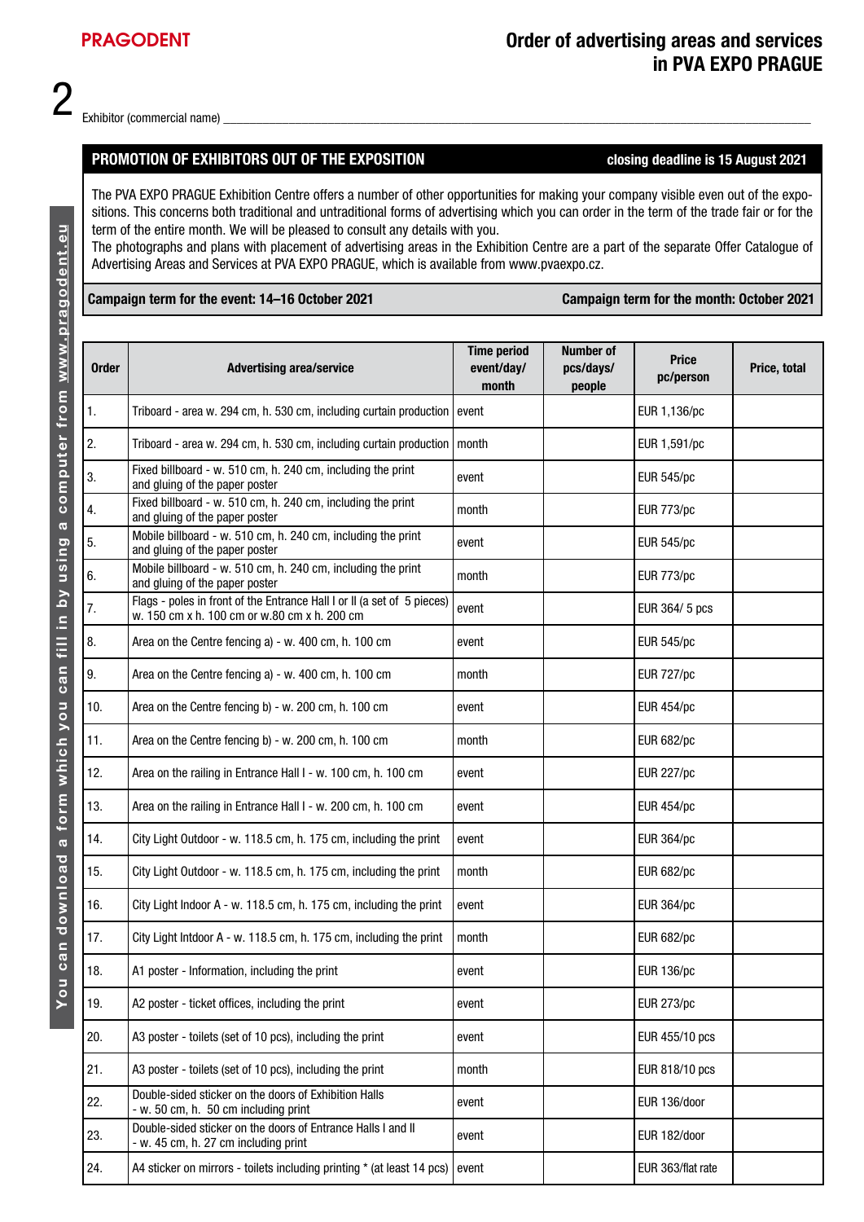**PRAGODENT**

# Order of advertising areas and services in PVA EXPO PRAGUE

2

Exhibitor (commercial name) ____________________________________________

## PROMOTION OF EXHIBITORS OUT OF THE EXPOSITION

**closing deadline is 15 August 2021**

The PVA EXPO PRAGUE Exhibition Centre offers a number of other opportunities for making your company visible even out of the expositions. This concerns both traditional and untraditional forms of advertising which you can order in the term of the trade fair or for the term of the entire month. We will be pleased to consult any details with you.
The photographs and plans with placement of advertising areas in the Exhibition Centre are a part of the separate Offer Catalogue of Advertising Areas and Services at PVA EXPO PRAGUE, which is available from www.pvaexpo.cz.

**Campaign term for the event: 14–16 October 2021** **Campaign term for the month: October 2021**

| Order | Advertising area/service | Time period event/day/ month | Number of pcs/days/ people | Price pc/person | Price, total |
|---|---|---|---|---|---|
| 1. | Triboard - area w. 294 cm, h. 530 cm, including curtain production | event | | EUR 1,136/pc | |
| 2. | Triboard - area w. 294 cm, h. 530 cm, including curtain production | month | | EUR 1,591/pc | |
| 3. | Fixed billboard - w. 510 cm, h. 240 cm, including the print and gluing of the paper poster | event | | EUR 545/pc | |
| 4. | Fixed billboard - w. 510 cm, h. 240 cm, including the print and gluing of the paper poster | month | | EUR 773/pc | |
| 5. | Mobile billboard - w. 510 cm, h. 240 cm, including the print and gluing of the paper poster | event | | EUR 545/pc | |
| 6. | Mobile billboard - w. 510 cm, h. 240 cm, including the print and gluing of the paper poster | month | | EUR 773/pc | |
| 7. | Flags - poles in front of the Entrance Hall I or II (a set of 5 pieces) w. 150 cm x h. 100 cm or w.80 cm x h. 200 cm | event | | EUR 364/ 5 pcs | |
| 8. | Area on the Centre fencing a) - w. 400 cm, h. 100 cm | event | | EUR 545/pc | |
| 9. | Area on the Centre fencing a) - w. 400 cm, h. 100 cm | month | | EUR 727/pc | |
| 10. | Area on the Centre fencing b) - w. 200 cm, h. 100 cm | event | | EUR 454/pc | |
| 11. | Area on the Centre fencing b) - w. 200 cm, h. 100 cm | month | | EUR 682/pc | |
| 12. | Area on the railing in Entrance Hall I - w. 100 cm, h. 100 cm | event | | EUR 227/pc | |
| 13. | Area on the railing in Entrance Hall I - w. 200 cm, h. 100 cm | event | | EUR 454/pc | |
| 14. | City Light Outdoor - w. 118.5 cm, h. 175 cm, including the print | event | | EUR 364/pc | |
| 15. | City Light Outdoor - w. 118.5 cm, h. 175 cm, including the print | month | | EUR 682/pc | |
| 16. | City Light Indoor A - w. 118.5 cm, h. 175 cm, including the print | event | | EUR 364/pc | |
| 17. | City Light Intdoor A - w. 118.5 cm, h. 175 cm, including the print | month | | EUR 682/pc | |
| 18. | A1 poster - Information, including the print | event | | EUR 136/pc | |
| 19. | A2 poster - ticket offices, including the print | event | | EUR 273/pc | |
| 20. | A3 poster - toilets (set of 10 pcs), including the print | event | | EUR 455/10 pcs | |
| 21. | A3 poster - toilets (set of 10 pcs), including the print | month | | EUR 818/10 pcs | |
| 22. | Double-sided sticker on the doors of Exhibition Halls - w. 50 cm, h. 50 cm including print | event | | EUR 136/door | |
| 23. | Double-sided sticker on the doors of Entrance Halls I and II - w. 45 cm, h. 27 cm including print | event | | EUR 182/door | |
| 24. | A4 sticker on mirrors - toilets including printing * (at least 14 pcs) | event | | EUR 363/flat rate | |

You can download a form which you can fill in by using a computer from www.pragodent.eu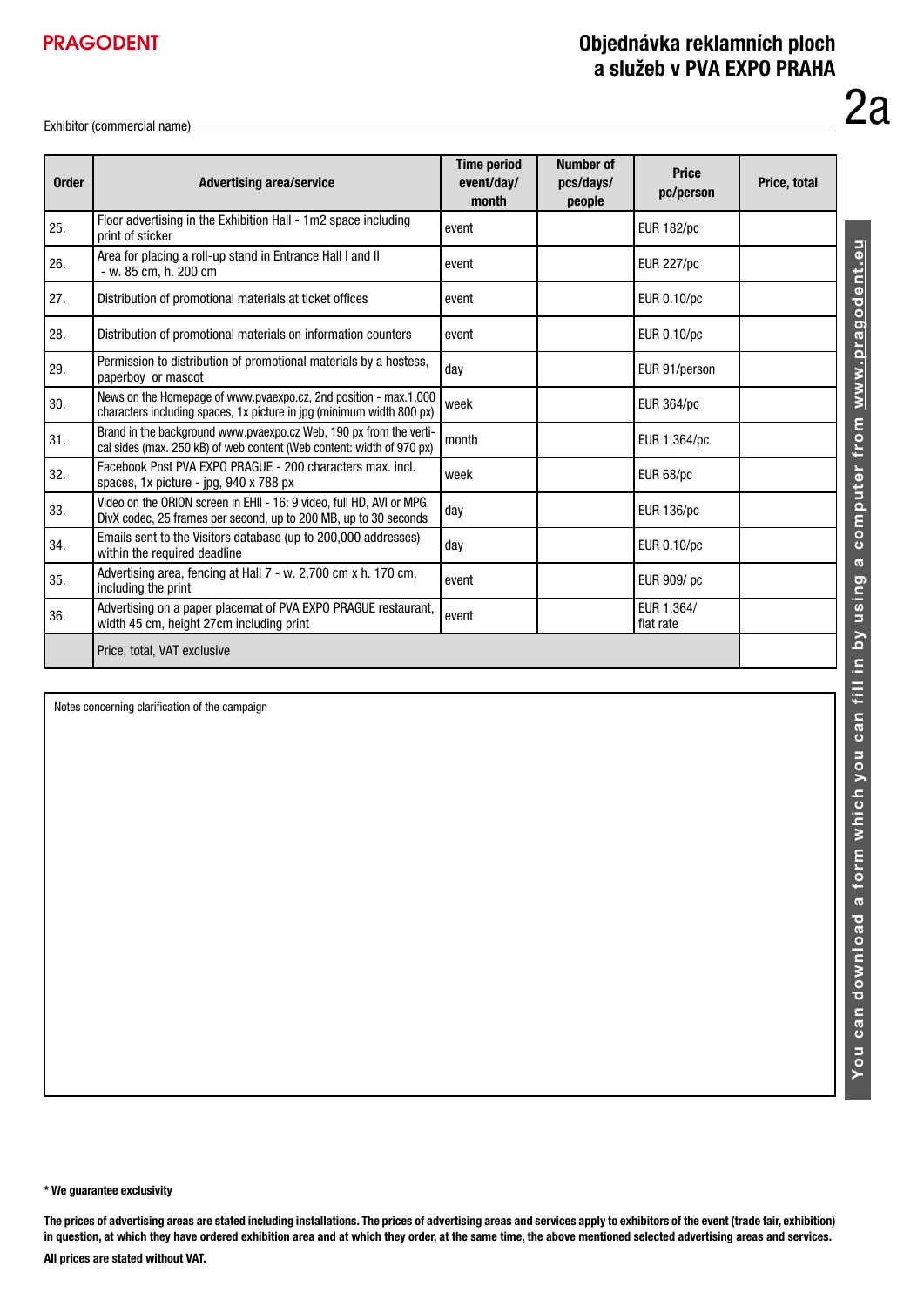**PRAGODENT**

# Objednávka reklamních ploch a služeb v PVA EXPO PRAHA

2a

Exhibitor (commercial name) ______________________________

| Order | Advertising area/service | Time period event/day/ month | Number of pcs/days/ people | Price pc/person | Price, total |
|---|---|---|---|---|---|
| 25. | Floor advertising in the Exhibition Hall - 1m2 space including print of sticker | event | | EUR 182/pc | |
| 26. | Area for placing a roll-up stand in Entrance Hall I and II - w. 85 cm, h. 200 cm | event | | EUR 227/pc | |
| 27. | Distribution of promotional materials at ticket offices | event | | EUR 0.10/pc | |
| 28. | Distribution of promotional materials on information counters | event | | EUR 0.10/pc | |
| 29. | Permission to distribution of promotional materials by a hostess, paperboy or mascot | day | | EUR 91/person | |
| 30. | News on the Homepage of www.pvaexpo.cz, 2nd position - max.1,000 characters including spaces, 1x picture in jpg (minimum width 800 px) | week | | EUR 364/pc | |
| 31. | Brand in the background www.pvaexpo.cz Web, 190 px from the vertical sides (max. 250 kB) of web content (Web content: width of 970 px) | month | | EUR 1,364/pc | |
| 32. | Facebook Post PVA EXPO PRAGUE - 200 characters max. incl. spaces, 1x picture - jpg, 940 x 788 px | week | | EUR 68/pc | |
| 33. | Video on the ORION screen in EHII - 16: 9 video, full HD, AVI or MPG, DivX codec, 25 frames per second, up to 200 MB, up to 30 seconds | day | | EUR 136/pc | |
| 34. | Emails sent to the Visitors database (up to 200,000 addresses) within the required deadline | day | | EUR 0.10/pc | |
| 35. | Advertising area, fencing at Hall 7 - w. 2,700 cm x h. 170 cm, including the print | event | | EUR 909/ pc | |
| 36. | Advertising on a paper placemat of PVA EXPO PRAGUE restaurant, width 45 cm, height 27cm including print | event | | EUR 1,364/ flat rate | |
| | Price, total, VAT exclusive | | | | |

Notes concerning clarification of the campaign

You can download a form which you can fill in by using a computer from www.pragodent.eu

**\* We guarantee exclusivity**

**The prices of advertising areas are stated including installations. The prices of advertising areas and services apply to exhibitors of the event (trade fair, exhibition) in question, at which they have ordered exhibition area and at which they order, at the same time, the above mentioned selected advertising areas and services.**

**All prices are stated without VAT.**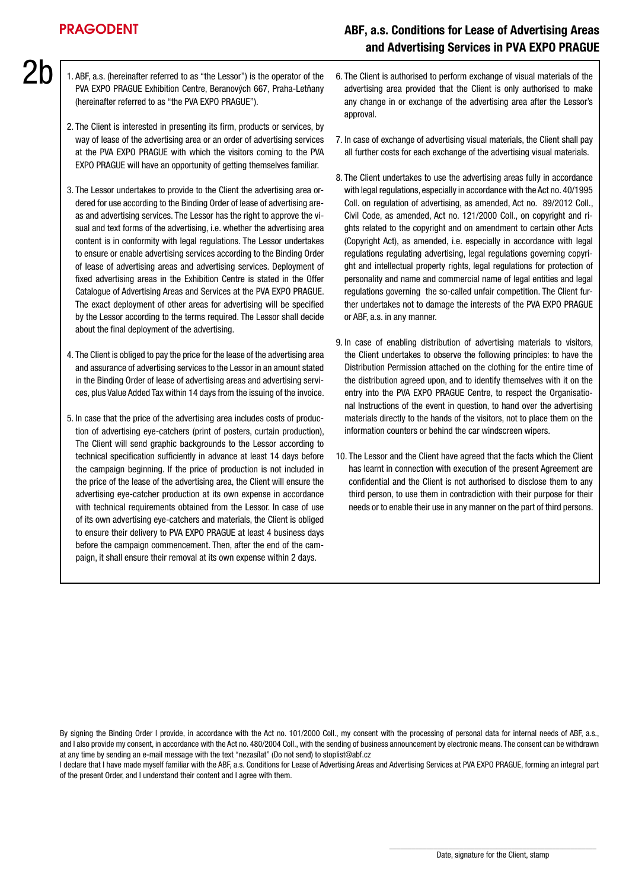PRAGODENT

# ABF, a.s. Conditions for Lease of Advertising Areas and Advertising Services in PVA EXPO PRAGUE

2b

1. ABF, a.s. (hereinafter referred to as "the Lessor") is the operator of the PVA EXPO PRAGUE Exhibition Centre, Beranových 667, Praha-Letňany (hereinafter referred to as "the PVA EXPO PRAGUE").

2. The Client is interested in presenting its firm, products or services, by way of lease of the advertising area or an order of advertising services at the PVA EXPO PRAGUE with which the visitors coming to the PVA EXPO PRAGUE will have an opportunity of getting themselves familiar.

3. The Lessor undertakes to provide to the Client the advertising area ordered for use according to the Binding Order of lease of advertising areas and advertising services. The Lessor has the right to approve the visual and text forms of the advertising, i.e. whether the advertising area content is in conformity with legal regulations. The Lessor undertakes to ensure or enable advertising services according to the Binding Order of lease of advertising areas and advertising services. Deployment of fixed advertising areas in the Exhibition Centre is stated in the Offer Catalogue of Advertising Areas and Services at the PVA EXPO PRAGUE. The exact deployment of other areas for advertising will be specified by the Lessor according to the terms required. The Lessor shall decide about the final deployment of the advertising.

4. The Client is obliged to pay the price for the lease of the advertising area and assurance of advertising services to the Lessor in an amount stated in the Binding Order of lease of advertising areas and advertising services, plus Value Added Tax within 14 days from the issuing of the invoice.

5. In case that the price of the advertising area includes costs of production of advertising eye-catchers (print of posters, curtain production), The Client will send graphic backgrounds to the Lessor according to technical specification sufficiently in advance at least 14 days before the campaign beginning. If the price of production is not included in the price of the lease of the advertising area, the Client will ensure the advertising eye-catcher production at its own expense in accordance with technical requirements obtained from the Lessor. In case of use of its own advertising eye-catchers and materials, the Client is obliged to ensure their delivery to PVA EXPO PRAGUE at least 4 business days before the campaign commencement. Then, after the end of the campaign, it shall ensure their removal at its own expense within 2 days.

6. The Client is authorised to perform exchange of visual materials of the advertising area provided that the Client is only authorised to make any change in or exchange of the advertising area after the Lessor's approval.

7. In case of exchange of advertising visual materials, the Client shall pay all further costs for each exchange of the advertising visual materials.

8. The Client undertakes to use the advertising areas fully in accordance with legal regulations, especially in accordance with the Act no. 40/1995 Coll. on regulation of advertising, as amended, Act no. 89/2012 Coll., Civil Code, as amended, Act no. 121/2000 Coll., on copyright and rights related to the copyright and on amendment to certain other Acts (Copyright Act), as amended, i.e. especially in accordance with legal regulations regulating advertising, legal regulations governing copyright and intellectual property rights, legal regulations for protection of personality and name and commercial name of legal entities and legal regulations governing the so-called unfair competition. The Client further undertakes not to damage the interests of the PVA EXPO PRAGUE or ABF, a.s. in any manner.

9. In case of enabling distribution of advertising materials to visitors, the Client undertakes to observe the following principles: to have the Distribution Permission attached on the clothing for the entire time of the distribution agreed upon, and to identify themselves with it on the entry into the PVA EXPO PRAGUE Centre, to respect the Organisational Instructions of the event in question, to hand over the advertising materials directly to the hands of the visitors, not to place them on the information counters or behind the car windscreen wipers.

10. The Lessor and the Client have agreed that the facts which the Client has learnt in connection with execution of the present Agreement are confidential and the Client is not authorised to disclose them to any third person, to use them in contradiction with their purpose for their needs or to enable their use in any manner on the part of third persons.

By signing the Binding Order I provide, in accordance with the Act no. 101/2000 Coll., my consent with the processing of personal data for internal needs of ABF, a.s., and I also provide my consent, in accordance with the Act no. 480/2004 Coll., with the sending of business announcement by electronic means. The consent can be withdrawn at any time by sending an e-mail message with the text "nezasílat" (Do not send) to stoplist@abf.cz

I declare that I have made myself familiar with the ABF, a.s. Conditions for Lease of Advertising Areas and Advertising Services at PVA EXPO PRAGUE, forming an integral part of the present Order, and I understand their content and I agree with them.

Date, signature for the Client, stamp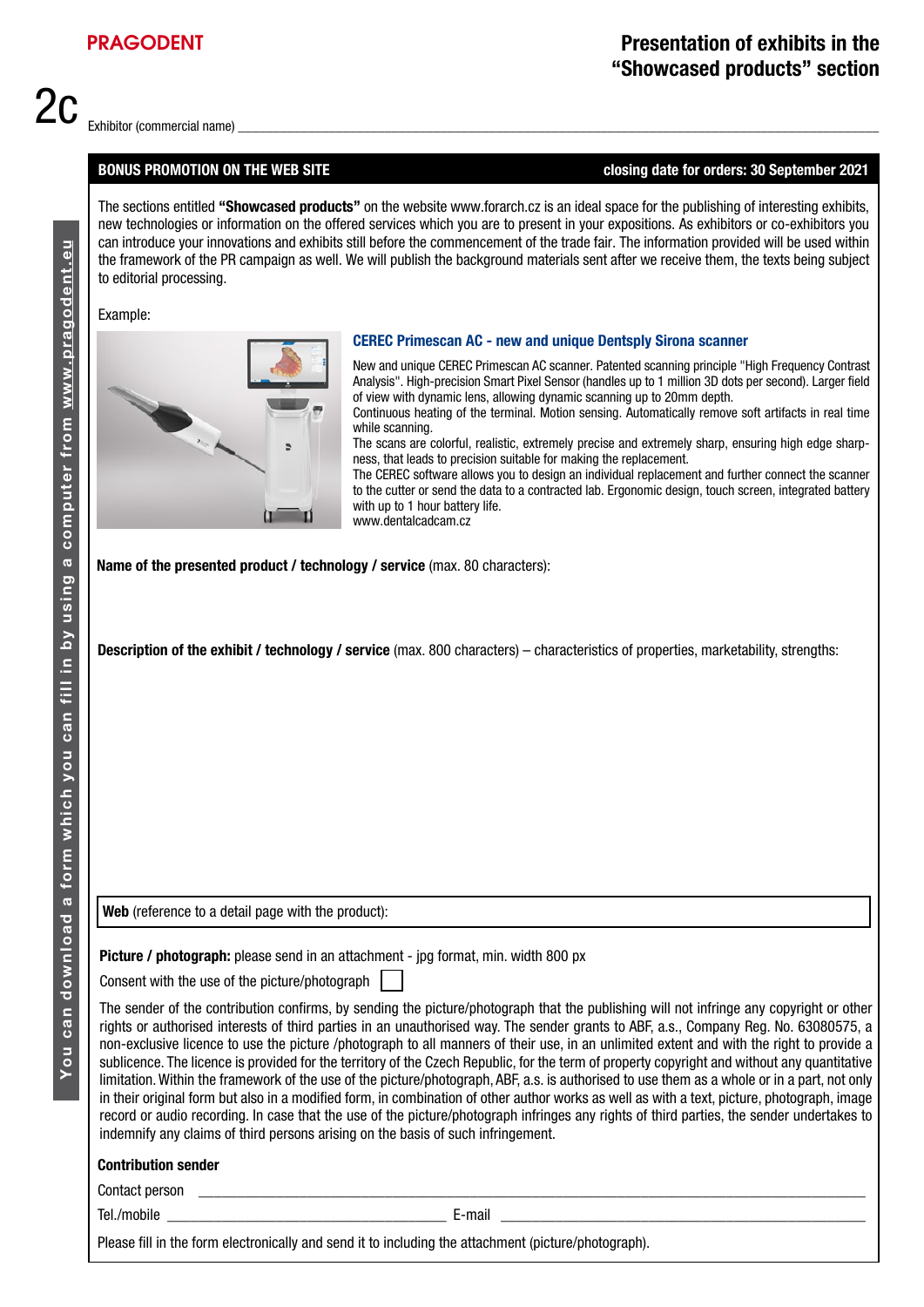PRAGODENT

# Presentation of exhibits in the “Showcased products” section

2c

Exhibitor (commercial name) ______________________________________________

**BONUS PROMOTION ON THE WEB SITE** — **closing date for orders: 30 September 2021**

The sections entitled **“Showcased products”** on the website www.forarch.cz is an ideal space for the publishing of interesting exhibits, new technologies or information on the offered services which you are to present in your expositions. As exhibitors or co-exhibitors you can introduce your innovations and exhibits still before the commencement of the trade fair. The information provided will be used within the framework of the PR campaign as well. We will publish the background materials sent after we receive them, the texts being subject to editorial processing.

Example:

**CEREC Primescan AC - new and unique Dentsply Sirona scanner**

New and unique CEREC Primescan AC scanner. Patented scanning principle "High Frequency Contrast Analysis". High-precision Smart Pixel Sensor (handles up to 1 million 3D dots per second). Larger field of view with dynamic lens, allowing dynamic scanning up to 20mm depth.
Continuous heating of the terminal. Motion sensing. Automatically remove soft artifacts in real time while scanning.
The scans are colorful, realistic, extremely precise and extremely sharp, ensuring high edge sharpness, that leads to precision suitable for making the replacement.
The CEREC software allows you to design an individual replacement and further connect the scanner to the cutter or send the data to a contracted lab. Ergonomic design, touch screen, integrated battery with up to 1 hour battery life.
www.dentalcadcam.cz

**Name of the presented product / technology / service** (max. 80 characters):

**Description of the exhibit / technology / service** (max. 800 characters) – characteristics of properties, marketability, strengths:

**Web** (reference to a detail page with the product):

**Picture / photograph:** please send in an attachment - jpg format, min. width 800 px

Consent with the use of the picture/photograph ☐

The sender of the contribution confirms, by sending the picture/photograph that the publishing will not infringe any copyright or other rights or authorised interests of third parties in an unauthorised way. The sender grants to ABF, a.s., Company Reg. No. 63080575, a non-exclusive licence to use the picture /photograph to all manners of their use, in an unlimited extent and with the right to provide a sublicence. The licence is provided for the territory of the Czech Republic, for the term of property copyright and without any quantitative limitation. Within the framework of the use of the picture/photograph, ABF, a.s. is authorised to use them as a whole or in a part, not only in their original form but also in a modified form, in combination of other author works as well as with a text, picture, photograph, image record or audio recording. In case that the use of the picture/photograph infringes any rights of third parties, the sender undertakes to indemnify any claims of third persons arising on the basis of such infringement.

**Contribution sender**

Contact person ______________________________________________

Tel./mobile ____________________ E-mail ____________________

Please fill in the form electronically and send it to including the attachment (picture/photograph).

You can download a form which you can fill in by using a computer from www.pragodent.eu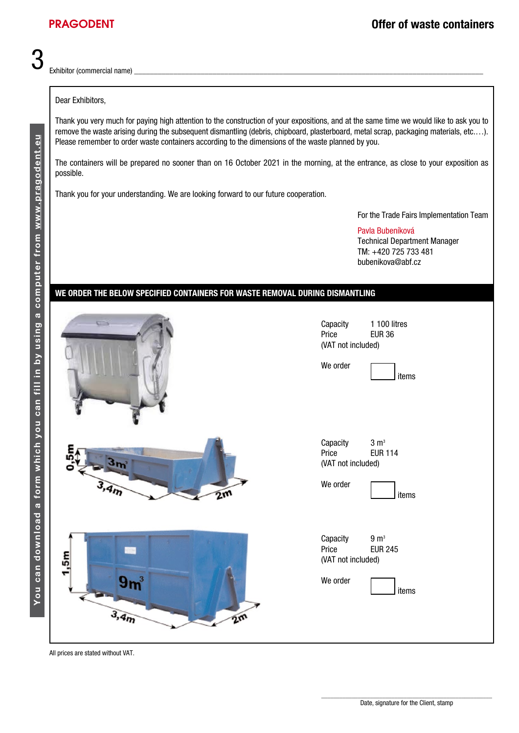# 3 Offer of waste containers

Exhibitor (commercial name) ___________________________________________

Dear Exhibitors,

Thank you very much for paying high attention to the construction of your expositions, and at the same time we would like to ask you to remove the waste arising during the subsequent dismantling (debris, chipboard, plasterboard, metal scrap, packaging materials, etc.…). Please remember to order waste containers according to the dimensions of the waste planned by you.

The containers will be prepared no sooner than on 16 October 2021 in the morning, at the entrance, as close to your exposition as possible.

Thank you for your understanding. We are looking forward to our future cooperation.

For the Trade Fairs Implementation Team

Pavla Bubeníková
Technical Department Manager
TM: +420 725 733 481
bubenikova@abf.cz

## WE ORDER THE BELOW SPECIFIED CONTAINERS FOR WASTE REMOVAL DURING DISMANTLING

Capacity 1 100 litres
Price EUR 36
(VAT not included)

We order ______ items

Capacity 3 m³
Price EUR 114
(VAT not included)

We order ______ items

Capacity 9 m³
Price EUR 245
(VAT not included)

We order ______ items

All prices are stated without VAT.

Date, signature for the Client, stamp

You can download a form which you can fill in by using a computer from www.pragodent.eu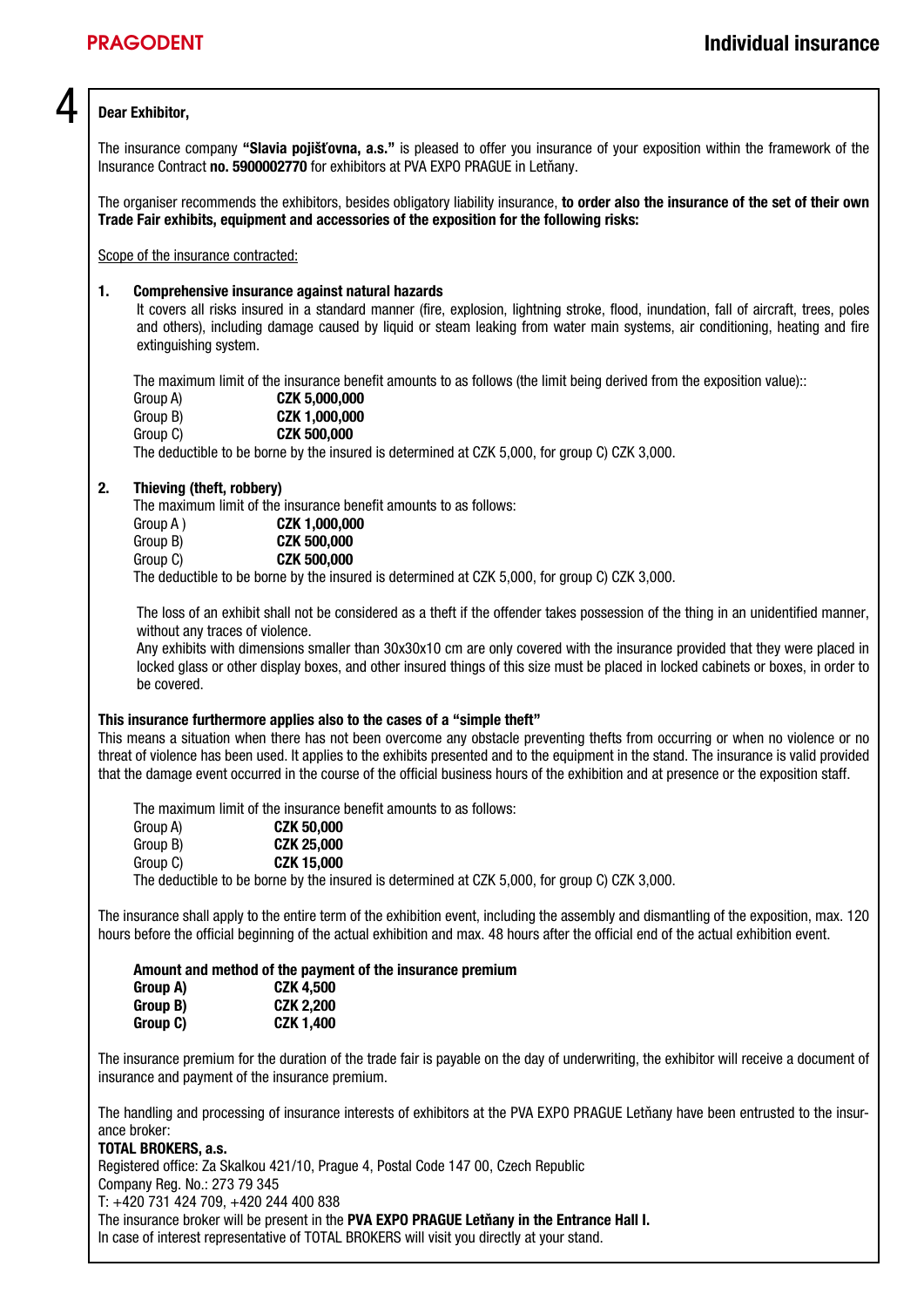# Individual insurance

4

**Dear Exhibitor,**

The insurance company **"Slavia pojišťovna, a.s."** is pleased to offer you insurance of your exposition within the framework of the Insurance Contract **no. 5900002770** for exhibitors at PVA EXPO PRAGUE in Letňany.

The organiser recommends the exhibitors, besides obligatory liability insurance, **to order also the insurance of the set of their own Trade Fair exhibits, equipment and accessories of the exposition for the following risks:**

Scope of the insurance contracted:

**1. Comprehensive insurance against natural hazards**

It covers all risks insured in a standard manner (fire, explosion, lightning stroke, flood, inundation, fall of aircraft, trees, poles and others), including damage caused by liquid or steam leaking from water main systems, air conditioning, heating and fire extinguishing system.

The maximum limit of the insurance benefit amounts to as follows (the limit being derived from the exposition value)::

| | |
|---|---|
| Group A) | **CZK 5,000,000** |
| Group B) | **CZK 1,000,000** |
| Group C) | **CZK 500,000** |

The deductible to be borne by the insured is determined at CZK 5,000, for group C) CZK 3,000.

**2. Thieving (theft, robbery)**

The maximum limit of the insurance benefit amounts to as follows:

| | |
|---|---|
| Group A ) | **CZK 1,000,000** |
| Group B) | **CZK 500,000** |
| Group C) | **CZK 500,000** |

The deductible to be borne by the insured is determined at CZK 5,000, for group C) CZK 3,000.

The loss of an exhibit shall not be considered as a theft if the offender takes possession of the thing in an unidentified manner, without any traces of violence.

Any exhibits with dimensions smaller than 30x30x10 cm are only covered with the insurance provided that they were placed in locked glass or other display boxes, and other insured things of this size must be placed in locked cabinets or boxes, in order to be covered.

**This insurance furthermore applies also to the cases of a "simple theft"**

This means a situation when there has not been overcome any obstacle preventing thefts from occurring or when no violence or no threat of violence has been used. It applies to the exhibits presented and to the equipment in the stand. The insurance is valid provided that the damage event occurred in the course of the official business hours of the exhibition and at presence or the exposition staff.

The maximum limit of the insurance benefit amounts to as follows:

| | |
|---|---|
| Group A) | **CZK 50,000** |
| Group B) | **CZK 25,000** |
| Group C) | **CZK 15,000** |

The deductible to be borne by the insured is determined at CZK 5,000, for group C) CZK 3,000.

The insurance shall apply to the entire term of the exhibition event, including the assembly and dismantling of the exposition, max. 120 hours before the official beginning of the actual exhibition and max. 48 hours after the official end of the actual exhibition event.

**Amount and method of the payment of the insurance premium**

| | |
|---|---|
| **Group A)** | **CZK 4,500** |
| **Group B)** | **CZK 2,200** |
| **Group C)** | **CZK 1,400** |

The insurance premium for the duration of the trade fair is payable on the day of underwriting, the exhibitor will receive a document of insurance and payment of the insurance premium.

The handling and processing of insurance interests of exhibitors at the PVA EXPO PRAGUE Letňany have been entrusted to the insurance broker:

**TOTAL BROKERS, a.s.**

Registered office: Za Skalkou 421/10, Prague 4, Postal Code 147 00, Czech Republic

Company Reg. No.: 273 79 345

T: +420 731 424 709, +420 244 400 838

The insurance broker will be present in the **PVA EXPO PRAGUE Letňany in the Entrance Hall I.**

In case of interest representative of TOTAL BROKERS will visit you directly at your stand.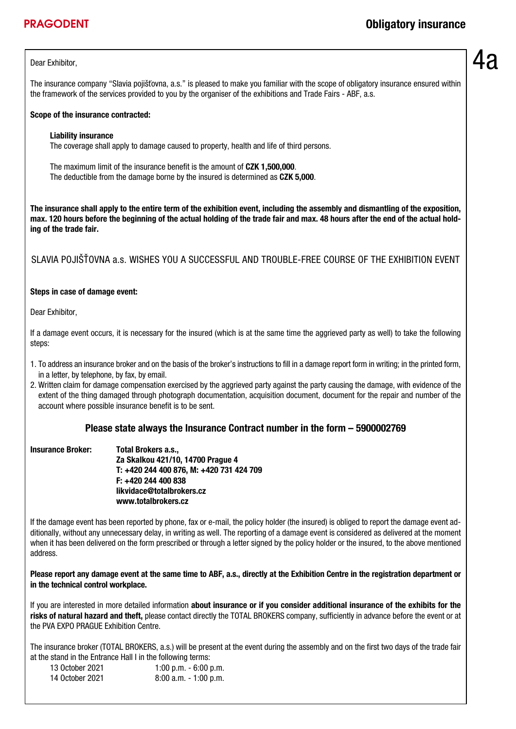# Obligatory insurance

4a

Dear Exhibitor,

The insurance company "Slavia pojišťovna, a.s." is pleased to make you familiar with the scope of obligatory insurance ensured within the framework of the services provided to you by the organiser of the exhibitions and Trade Fairs - ABF, a.s.

**Scope of the insurance contracted:**

**Liability insurance**
The coverage shall apply to damage caused to property, health and life of third persons.

The maximum limit of the insurance benefit is the amount of **CZK 1,500,000**.
The deductible from the damage borne by the insured is determined as **CZK 5,000**.

**The insurance shall apply to the entire term of the exhibition event, including the assembly and dismantling of the exposition, max. 120 hours before the beginning of the actual holding of the trade fair and max. 48 hours after the end of the actual holding of the trade fair.**

SLAVIA POJIŠŤOVNA a.s. WISHES YOU A SUCCESSFUL AND TROUBLE-FREE COURSE OF THE EXHIBITION EVENT

**Steps in case of damage event:**

Dear Exhibitor,

If a damage event occurs, it is necessary for the insured (which is at the same time the aggrieved party as well) to take the following steps:

1. To address an insurance broker and on the basis of the broker's instructions to fill in a damage report form in writing; in the printed form, in a letter, by telephone, by fax, by email.
2. Written claim for damage compensation exercised by the aggrieved party against the party causing the damage, with evidence of the extent of the thing damaged through photograph documentation, acquisition document, document for the repair and number of the account where possible insurance benefit is to be sent.

### Please state always the Insurance Contract number in the form – 5900002769

**Insurance Broker:** **Total Brokers a.s.,**
**Za Skalkou 421/10, 14700 Prague 4**
**T: +420 244 400 876, M: +420 731 424 709**
**F: +420 244 400 838**
**likvidace@totalbrokers.cz**
**www.totalbrokers.cz**

If the damage event has been reported by phone, fax or e-mail, the policy holder (the insured) is obliged to report the damage event additionally, without any unnecessary delay, in writing as well. The reporting of a damage event is considered as delivered at the moment when it has been delivered on the form prescribed or through a letter signed by the policy holder or the insured, to the above mentioned address.

**Please report any damage event at the same time to ABF, a.s., directly at the Exhibition Centre in the registration department or in the technical control workplace.**

If you are interested in more detailed information **about insurance or if you consider additional insurance of the exhibits for the risks of natural hazard and theft,** please contact directly the TOTAL BROKERS company, sufficiently in advance before the event or at the PVA EXPO PRAGUE Exhibition Centre.

The insurance broker (TOTAL BROKERS, a.s.) will be present at the event during the assembly and on the first two days of the trade fair at the stand in the Entrance Hall I in the following terms:

13 October 2021 1:00 p.m. - 6:00 p.m.
14 October 2021 8:00 a.m. - 1:00 p.m.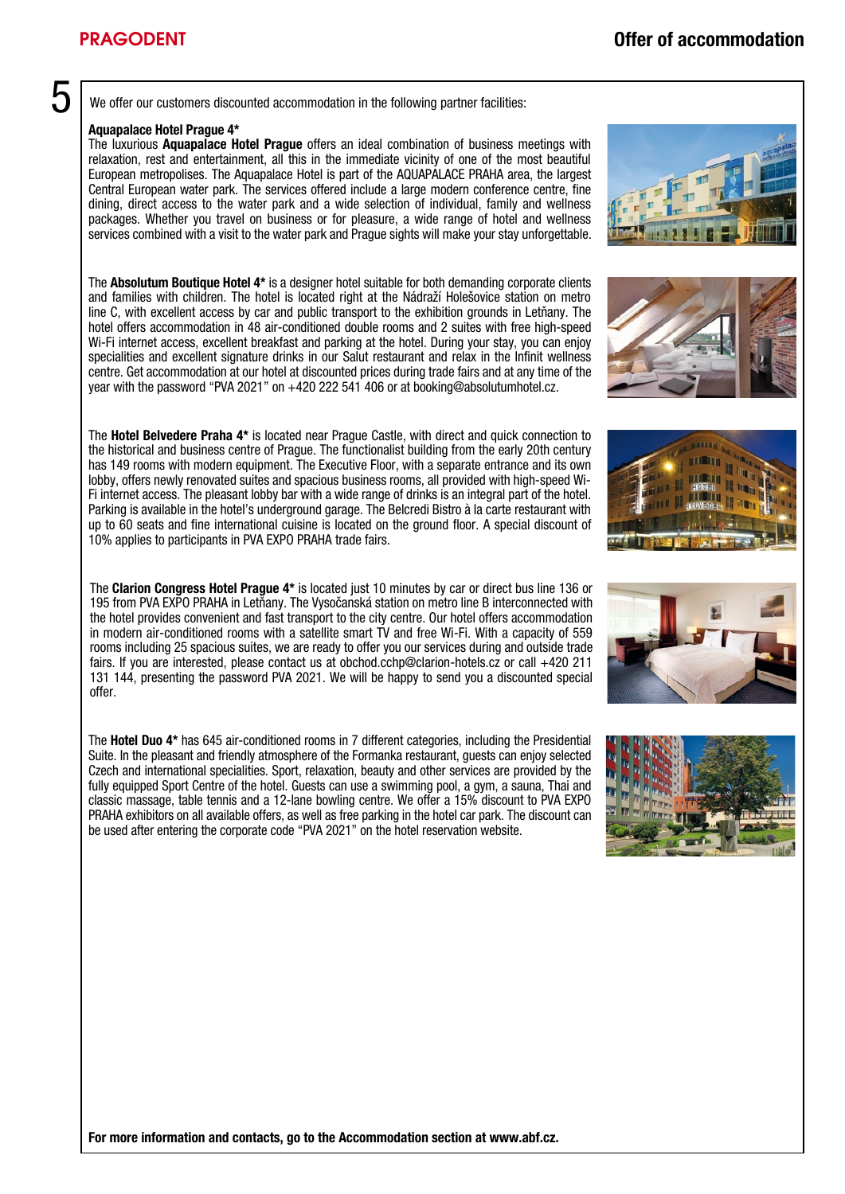# Offer of accommodation

## 5

We offer our customers discounted accommodation in the following partner facilities:

**Aquapalace Hotel Prague 4\***
The luxurious **Aquapalace Hotel Prague** offers an ideal combination of business meetings with relaxation, rest and entertainment, all this in the immediate vicinity of one of the most beautiful European metropolises. The Aquapalace Hotel is part of the AQUAPALACE PRAHA area, the largest Central European water park. The services offered include a large modern conference centre, fine dining, direct access to the water park and a wide selection of individual, family and wellness packages. Whether you travel on business or for pleasure, a wide range of hotel and wellness services combined with a visit to the water park and Prague sights will make your stay unforgettable.

The **Absolutum Boutique Hotel 4\*** is a designer hotel suitable for both demanding corporate clients and families with children. The hotel is located right at the Nádraží Holešovice station on metro line C, with excellent access by car and public transport to the exhibition grounds in Letňany. The hotel offers accommodation in 48 air-conditioned double rooms and 2 suites with free high-speed Wi-Fi internet access, excellent breakfast and parking at the hotel. During your stay, you can enjoy specialities and excellent signature drinks in our Salut restaurant and relax in the Infinit wellness centre. Get accommodation at our hotel at discounted prices during trade fairs and at any time of the year with the password "PVA 2021" on +420 222 541 406 or at booking@absolutumhotel.cz.

The **Hotel Belvedere Praha 4\*** is located near Prague Castle, with direct and quick connection to the historical and business centre of Prague. The functionalist building from the early 20th century has 149 rooms with modern equipment. The Executive Floor, with a separate entrance and its own lobby, offers newly renovated suites and spacious business rooms, all provided with high-speed Wi-Fi internet access. The pleasant lobby bar with a wide range of drinks is an integral part of the hotel. Parking is available in the hotel's underground garage. The Belcredi Bistro à la carte restaurant with up to 60 seats and fine international cuisine is located on the ground floor. A special discount of 10% applies to participants in PVA EXPO PRAHA trade fairs.

The **Clarion Congress Hotel Prague 4\*** is located just 10 minutes by car or direct bus line 136 or 195 from PVA EXPO PRAHA in Letňany. The Vysočanská station on metro line B interconnected with the hotel provides convenient and fast transport to the city centre. Our hotel offers accommodation in modern air-conditioned rooms with a satellite smart TV and free Wi-Fi. With a capacity of 559 rooms including 25 spacious suites, we are ready to offer you our services during and outside trade fairs. If you are interested, please contact us at obchod.cchp@clarion-hotels.cz or call +420 211 131 144, presenting the password PVA 2021. We will be happy to send you a discounted special offer.

The **Hotel Duo 4\*** has 645 air-conditioned rooms in 7 different categories, including the Presidential Suite. In the pleasant and friendly atmosphere of the Formanka restaurant, guests can enjoy selected Czech and international specialities. Sport, relaxation, beauty and other services are provided by the fully equipped Sport Centre of the hotel. Guests can use a swimming pool, a gym, a sauna, Thai and classic massage, table tennis and a 12-lane bowling centre. We offer a 15% discount to PVA EXPO PRAHA exhibitors on all available offers, as well as free parking in the hotel car park. The discount can be used after entering the corporate code "PVA 2021" on the hotel reservation website.

**For more information and contacts, go to the Accommodation section at www.abf.cz.**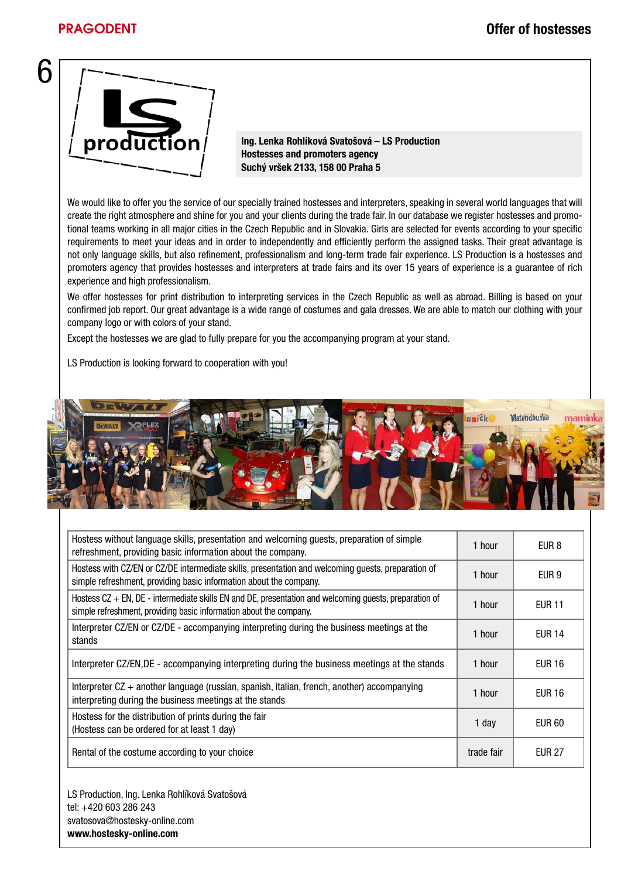Ing. Lenka Rohlíková Svatošová – LS Production
Hostesses and promoters agency
Suchý vršek 2133, 158 00 Praha 5

We would like to offer you the service of our specially trained hostesses and interpreters, speaking in several world languages that will create the right atmosphere and shine for you and your clients during the trade fair. In our database we register hostesses and promotional teams working in all major cities in the Czech Republic and in Slovakia. Girls are selected for events according to your specific requirements to meet your ideas and in order to independently and efficiently perform the assigned tasks. Their great advantage is not only language skills, but also refinement, professionalism and long-term trade fair experience. LS Production is a hostesses and promoters agency that provides hostesses and interpreters at trade fairs and its over 15 years of experience is a guarantee of rich experience and high professionalism.

We offer hostesses for print distribution to interpreting services in the Czech Republic as well as abroad. Billing is based on your confirmed job report. Our great advantage is a wide range of costumes and gala dresses. We are able to match our clothing with your company logo or with colors of your stand.

Except the hostesses we are glad to fully prepare for you the accompanying program at your stand.

LS Production is looking forward to cooperation with you!

| Service | Unit | Price |
|---|---|---|
| Hostess without language skills, presentation and welcoming guests, preparation of simple refreshment, providing basic information about the company. | 1 hour | EUR 8 |
| Hostess with CZ/EN or CZ/DE intermediate skills, presentation and welcoming guests, preparation of simple refreshment, providing basic information about the company. | 1 hour | EUR 9 |
| Hostess CZ + EN, DE - intermediate skills EN and DE, presentation and welcoming guests, preparation of simple refreshment, providing basic information about the company. | 1 hour | EUR 11 |
| Interpreter CZ/EN or CZ/DE - accompanying interpreting during the business meetings at the stands | 1 hour | EUR 14 |
| Interpreter CZ/EN,DE - accompanying interpreting during the business meetings at the stands | 1 hour | EUR 16 |
| Interpreter CZ + another language (russian, spanish, italian, french, another) accompanying interpreting during the business meetings at the stands | 1 hour | EUR 16 |
| Hostess for the distribution of prints during the fair (Hostess can be ordered for at least 1 day) | 1 day | EUR 60 |
| Rental of the costume according to your choice | trade fair | EUR 27 |

LS Production, Ing. Lenka Rohlíková Svatošová
tel: +420 603 286 243
svatosova@hostesky-online.com
**www.hostesky-online.com**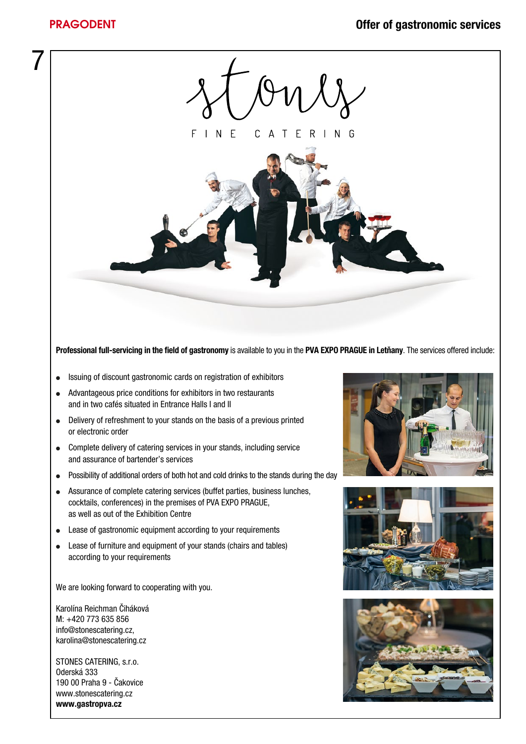# Offer of gastronomic services

stones

FINE CATERING

**Professional full-servicing in the field of gastronomy** is available to you in the **PVA EXPO PRAGUE in Letňany**. The services offered include:

- Issuing of discount gastronomic cards on registration of exhibitors
- Advantageous price conditions for exhibitors in two restaurants and in two cafés situated in Entrance Halls I and II
- Delivery of refreshment to your stands on the basis of a previous printed or electronic order
- Complete delivery of catering services in your stands, including service and assurance of bartender's services
- Possibility of additional orders of both hot and cold drinks to the stands during the day
- Assurance of complete catering services (buffet parties, business lunches, cocktails, conferences) in the premises of PVA EXPO PRAGUE, as well as out of the Exhibition Centre
- Lease of gastronomic equipment according to your requirements
- Lease of furniture and equipment of your stands (chairs and tables) according to your requirements

We are looking forward to cooperating with you.

Karolína Reichman Čiháková
M: +420 773 635 856
info@stonescatering.cz,
karolina@stonescatering.cz

STONES CATERING, s.r.o.
Oderská 333
190 00 Praha 9 - Čakovice
www.stonescatering.cz
**www.gastropva.cz**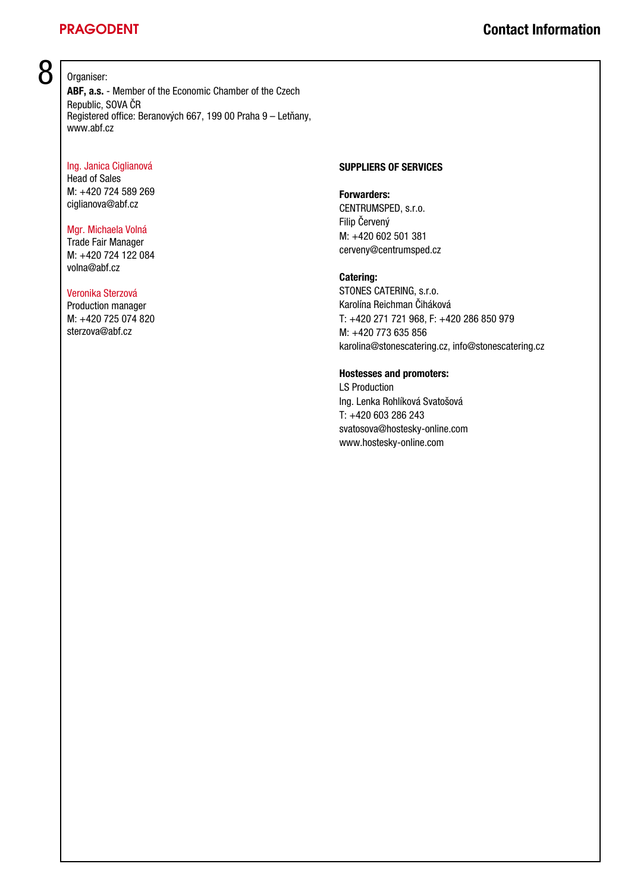# 8 Contact Information

Organiser:
**ABF, a.s.** - Member of the Economic Chamber of the Czech Republic, SOVA ČR
Registered office: Beranových 667, 199 00 Praha 9 – Letňany,
www.abf.cz

Ing. Janica Ciglianová
Head of Sales
M: +420 724 589 269
ciglianova@abf.cz

Mgr. Michaela Volná
Trade Fair Manager
M: +420 724 122 084
volna@abf.cz

Veronika Sterzová
Production manager
M: +420 725 074 820
sterzova@abf.cz

**SUPPLIERS OF SERVICES**

**Forwarders:**
CENTRUMSPED, s.r.o.
Filip Červený
M: +420 602 501 381
cerveny@centrumsped.cz

**Catering:**
STONES CATERING, s.r.o.
Karolína Reichman Čiháková
T: +420 271 721 968, F: +420 286 850 979
M: +420 773 635 856
karolina@stonescatering.cz, info@stonescatering.cz

**Hostesses and promoters:**
LS Production
Ing. Lenka Rohlíková Svatošová
T: +420 603 286 243
svatosova@hostesky-online.com
www.hostesky-online.com